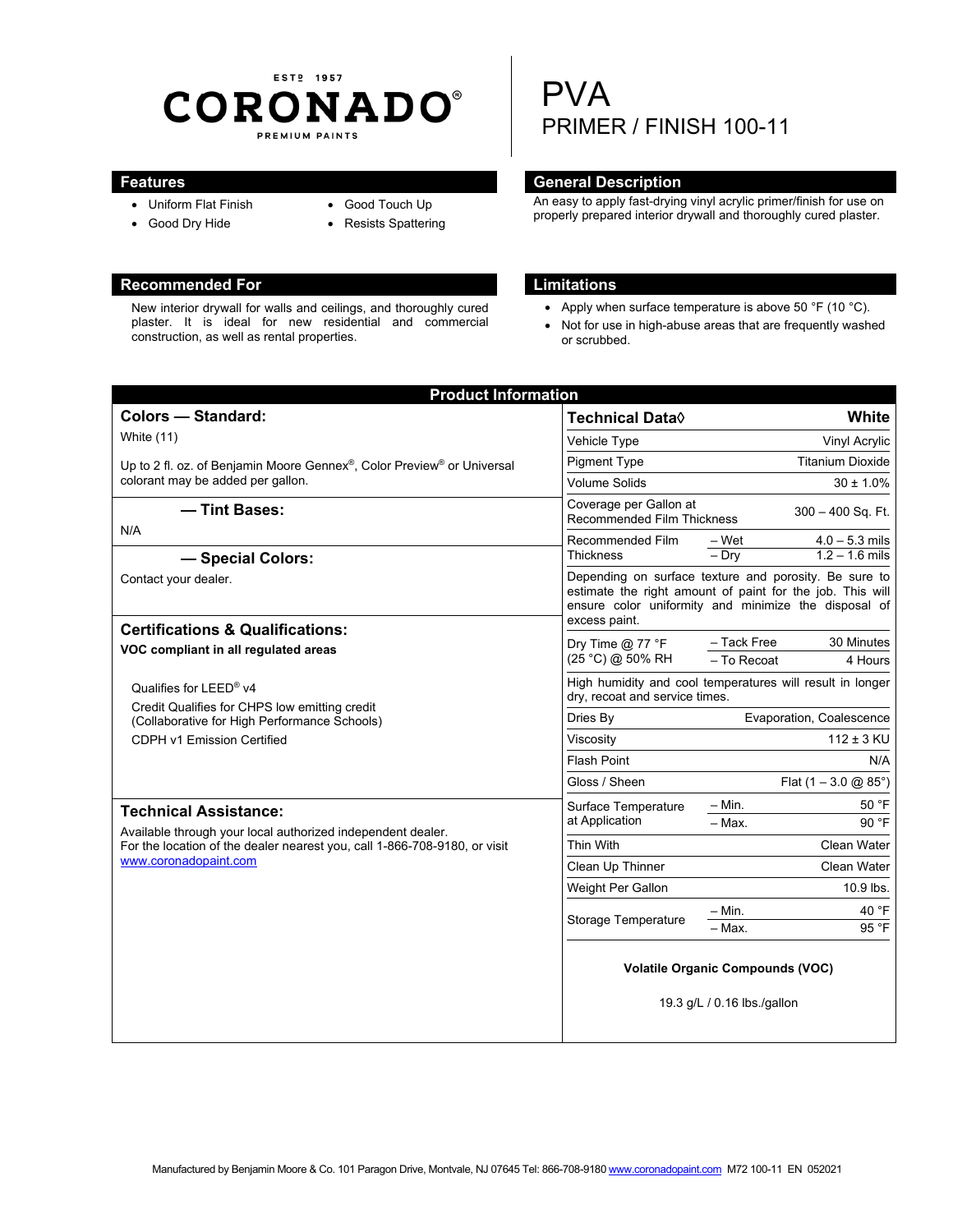ESTD 1957

# CORONADO®

PREMIUM PAINTS

# PVA

## PRIMER / FINISH 100-11

## Features

- Uniform Flat Finish
- Good Dry Hide
- Good Touch Up
- Resists Spattering

## General Description

An easy to apply fast-drying vinyl acrylic primer/finish for use on properly prepared interior drywall and thoroughly cured plaster.

## Recommended For

New interior drywall for walls and ceilings, and thoroughly cured plaster. It is ideal for new residential and commercial construction, as well as rental properties.

## Limitations

- Apply when surface temperature is above 50 °F (10 °C).
- Not for use in high-abuse areas that are frequently washed or scrubbed.

## Product Information

### Colors — Standard:

White (11)

Up to 2 fl. oz. of Benjamin Moore Gennex®, Color Preview® or Universal colorant may be added per gallon.

### — Tint Bases:

N/A

### — Special Colors:

Contact your dealer.

### Certifications & Qualifications:

**VOC compliant in all regulated areas**

Qualifies for LEED® v4

Credit Qualifies for CHPS low emitting credit (Collaborative for High Performance Schools)

CDPH v1 Emission Certified

### Technical Assistance:

Available through your local authorized independent dealer.
For the location of the dealer nearest you, call 1-866-708-9180, or visit www.coronadopaint.com

| Technical Data◊ | | White |
|---|---|---|
| Vehicle Type | | Vinyl Acrylic |
| Pigment Type | | Titanium Dioxide |
| Volume Solids | | 30 ± 1.0% |
| Coverage per Gallon at Recommended Film Thickness | | 300 – 400 Sq. Ft. |
| Recommended Film Thickness | – Wet | 4.0 – 5.3 mils |
| | – Dry | 1.2 – 1.6 mils |
| Depending on surface texture and porosity. Be sure to estimate the right amount of paint for the job. This will ensure color uniformity and minimize the disposal of excess paint. | | |
| Dry Time @ 77 °F (25 °C) @ 50% RH | – Tack Free | 30 Minutes |
| | – To Recoat | 4 Hours |
| High humidity and cool temperatures will result in longer dry, recoat and service times. | | |
| Dries By | | Evaporation, Coalescence |
| Viscosity | | 112 ± 3 KU |
| Flash Point | | N/A |
| Gloss / Sheen | | Flat (1 – 3.0 @ 85°) |
| Surface Temperature at Application | – Min. | 50 °F |
| | – Max. | 90 °F |
| Thin With | | Clean Water |
| Clean Up Thinner | | Clean Water |
| Weight Per Gallon | | 10.9 lbs. |
| Storage Temperature | – Min. | 40 °F |
| | – Max. | 95 °F |

**Volatile Organic Compounds (VOC)**

19.3 g/L / 0.16 lbs./gallon

Manufactured by Benjamin Moore & Co. 101 Paragon Drive, Montvale, NJ 07645 Tel: 866-708-9180 www.coronadopaint.com M72 100-11 EN 052021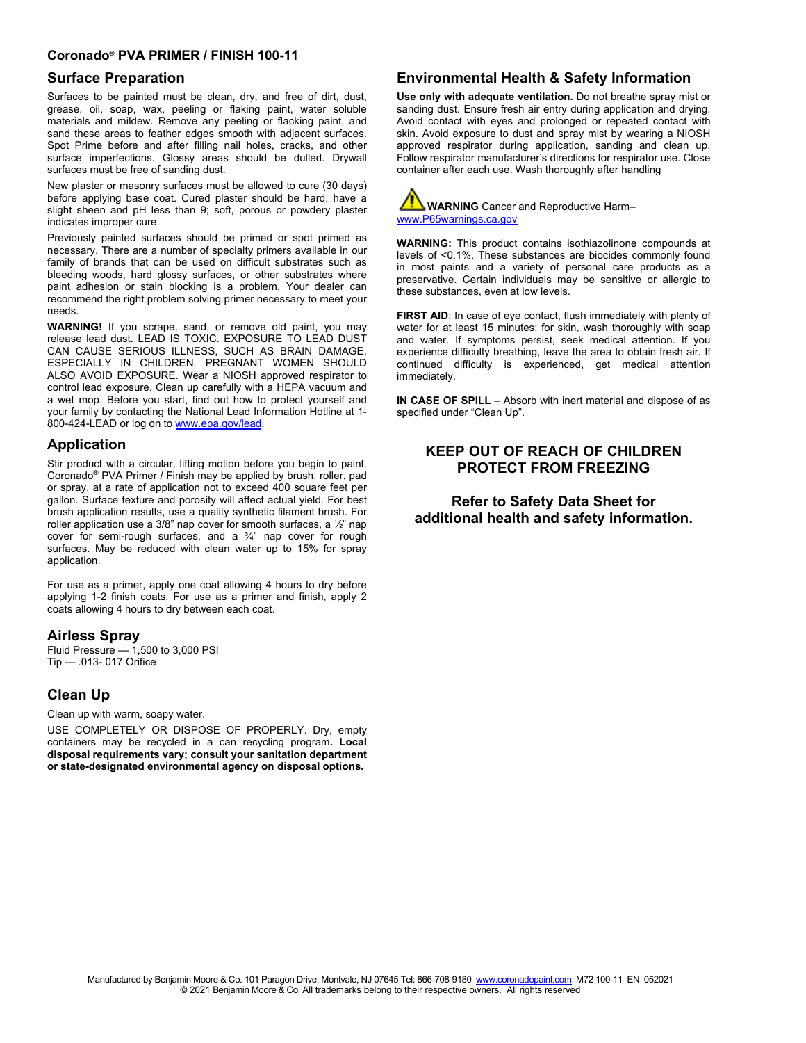## Surface Preparation

Surfaces to be painted must be clean, dry, and free of dirt, dust, grease, oil, soap, wax, peeling or flaking paint, water soluble materials and mildew. Remove any peeling or flacking paint, and sand these areas to feather edges smooth with adjacent surfaces. Spot Prime before and after filling nail holes, cracks, and other surface imperfections. Glossy areas should be dulled. Drywall surfaces must be free of sanding dust.

New plaster or masonry surfaces must be allowed to cure (30 days) before applying base coat. Cured plaster should be hard, have a slight sheen and pH less than 9; soft, porous or powdery plaster indicates improper cure.

Previously painted surfaces should be primed or spot primed as necessary. There are a number of specialty primers available in our family of brands that can be used on difficult substrates such as bleeding woods, hard glossy surfaces, or other substrates where paint adhesion or stain blocking is a problem. Your dealer can recommend the right problem solving primer necessary to meet your needs.

**WARNING!** If you scrape, sand, or remove old paint, you may release lead dust. LEAD IS TOXIC. EXPOSURE TO LEAD DUST CAN CAUSE SERIOUS ILLNESS, SUCH AS BRAIN DAMAGE, ESPECIALLY IN CHILDREN. PREGNANT WOMEN SHOULD ALSO AVOID EXPOSURE. Wear a NIOSH approved respirator to control lead exposure. Clean up carefully with a HEPA vacuum and a wet mop. Before you start, find out how to protect yourself and your family by contacting the National Lead Information Hotline at 1-800-424-LEAD or log on to www.epa.gov/lead.

## Application

Stir product with a circular, lifting motion before you begin to paint. Coronado® PVA Primer / Finish may be applied by brush, roller, pad or spray, at a rate of application not to exceed 400 square feet per gallon. Surface texture and porosity will affect actual yield. For best brush application results, use a quality synthetic filament brush. For roller application use a 3/8" nap cover for smooth surfaces, a ½" nap cover for semi-rough surfaces, and a ¾" nap cover for rough surfaces. May be reduced with clean water up to 15% for spray application.

For use as a primer, apply one coat allowing 4 hours to dry before applying 1-2 finish coats. For use as a primer and finish, apply 2 coats allowing 4 hours to dry between each coat.

## Airless Spray

Fluid Pressure — 1,500 to 3,000 PSI
Tip — .013-.017 Orifice

## Clean Up

Clean up with warm, soapy water.

USE COMPLETELY OR DISPOSE OF PROPERLY. Dry, empty containers may be recycled in a can recycling program**. Local disposal requirements vary; consult your sanitation department or state-designated environmental agency on disposal options.**

## Environmental Health & Safety Information

**Use only with adequate ventilation.** Do not breathe spray mist or sanding dust. Ensure fresh air entry during application and drying. Avoid contact with eyes and prolonged or repeated contact with skin. Avoid exposure to dust and spray mist by wearing a NIOSH approved respirator during application, sanding and clean up. Follow respirator manufacturer's directions for respirator use. Close container after each use. Wash thoroughly after handling

⚠ **WARNING** Cancer and Reproductive Harm– www.P65warnings.ca.gov

**WARNING:** This product contains isothiazolinone compounds at levels of <0.1%. These substances are biocides commonly found in most paints and a variety of personal care products as a preservative. Certain individuals may be sensitive or allergic to these substances, even at low levels.

**FIRST AID**: In case of eye contact, flush immediately with plenty of water for at least 15 minutes; for skin, wash thoroughly with soap and water. If symptoms persist, seek medical attention. If you experience difficulty breathing, leave the area to obtain fresh air. If continued difficulty is experienced, get medical attention immediately.

**IN CASE OF SPILL** – Absorb with inert material and dispose of as specified under "Clean Up".

**KEEP OUT OF REACH OF CHILDREN**
**PROTECT FROM FREEZING**

**Refer to Safety Data Sheet for additional health and safety information.**

Manufactured by Benjamin Moore & Co. 101 Paragon Drive, Montvale, NJ 07645 Tel: 866-708-9180 www.coronadopaint.com M72 100-11 EN 052021
© 2021 Benjamin Moore & Co. All trademarks belong to their respective owners. All rights reserved